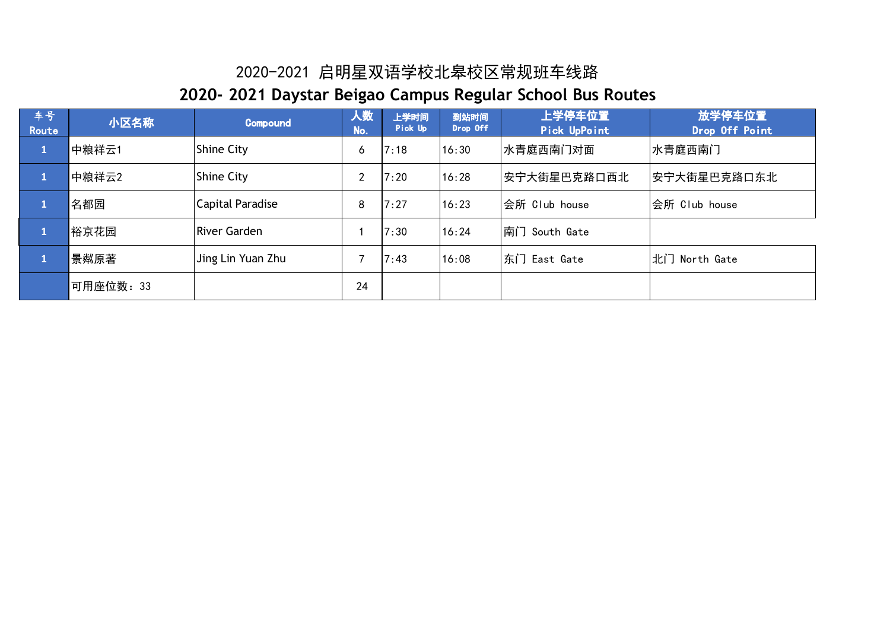# 2020-2021 启明星双语学校北皋校区常规班车线路

# 2020- 2021 Daystar Beigao Campus Regular School Bus Routes

| 车号 Route | 小区名称 | Compound | 人数 No. | 上学时间 Pick Up | 到站时间 Drop Off | 上学停车位置 Pick UpPoint | 放学停车位置 Drop Off Point |
|---|---|---|---|---|---|---|---|
| 1 | 中粮祥云1 | Shine City | 6 | 7:18 | 16:30 | 水青庭西南门对面 | 水青庭西南门 |
| 1 | 中粮祥云2 | Shine City | 2 | 7:20 | 16:28 | 安宁大街星巴克路口西北 | 安宁大街星巴克路口东北 |
| 1 | 名都园 | Capital Paradise | 8 | 7:27 | 16:23 | 会所 Club house | 会所 Club house |
| 1 | 裕京花园 | River Garden | 1 | 7:30 | 16:24 | 南门 South Gate | |
| 1 | 景粼原著 | Jing Lin Yuan Zhu | 7 | 7:43 | 16:08 | 东门 East Gate | 北门 North Gate |
| | 可用座位数：33 | | 24 | | | | |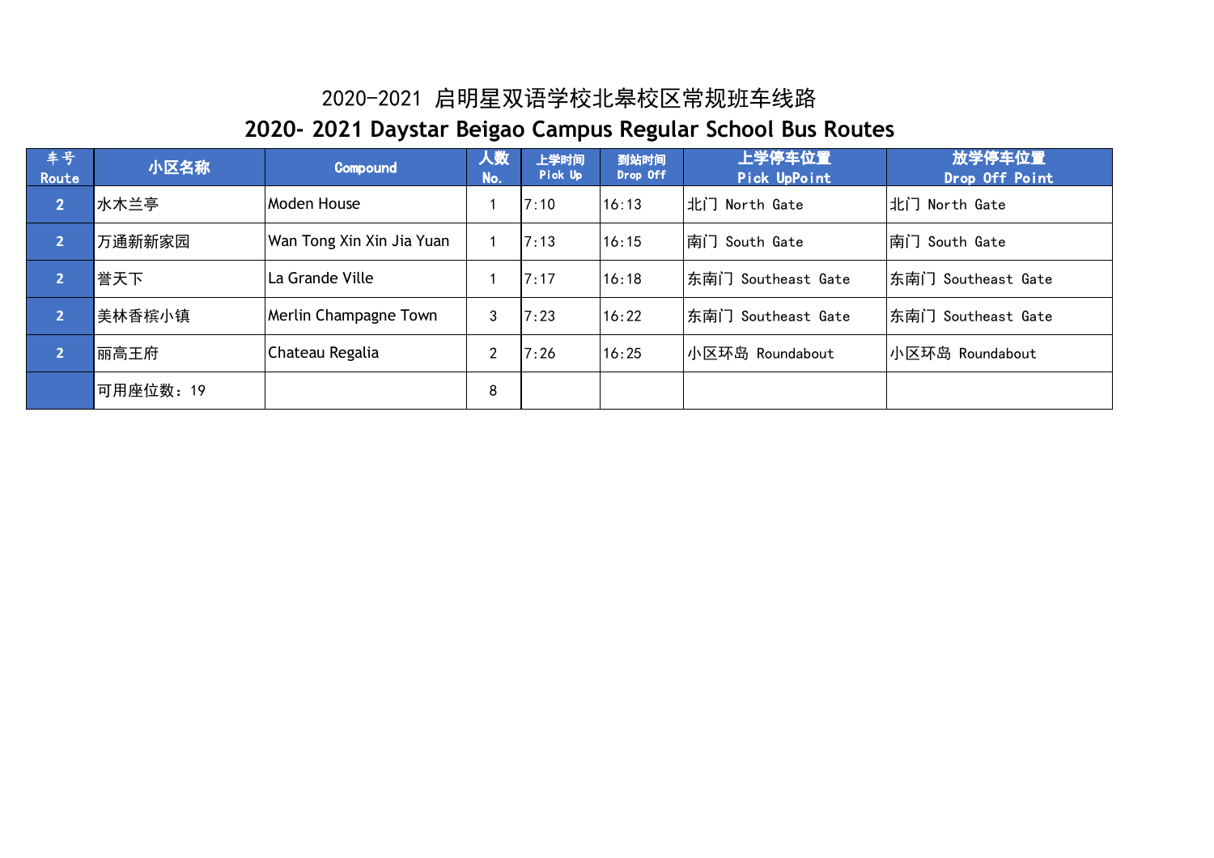# 2020-2021 启明星双语学校北皋校区常规班车线路

# 2020- 2021 Daystar Beigao Campus Regular School Bus Routes

| 车号 Route | 小区名称 | Compound | 人数 No. | 上学时间 Pick Up | 到站时间 Drop Off | 上学停车位置 Pick UpPoint | 放学停车位置 Drop Off Point |
|---|---|---|---|---|---|---|---|
| 2 | 水木兰亭 | Moden House | 1 | 7:10 | 16:13 | 北门 North Gate | 北门 North Gate |
| 2 | 万通新新家园 | Wan Tong Xin Xin Jia Yuan | 1 | 7:13 | 16:15 | 南门 South Gate | 南门 South Gate |
| 2 | 誉天下 | La Grande Ville | 1 | 7:17 | 16:18 | 东南门 Southeast Gate | 东南门 Southeast Gate |
| 2 | 美林香槟小镇 | Merlin Champagne Town | 3 | 7:23 | 16:22 | 东南门 Southeast Gate | 东南门 Southeast Gate |
| 2 | 丽高王府 | Chateau Regalia | 2 | 7:26 | 16:25 | 小区环岛 Roundabout | 小区环岛 Roundabout |
| | 可用座位数：19 | | 8 | | | | |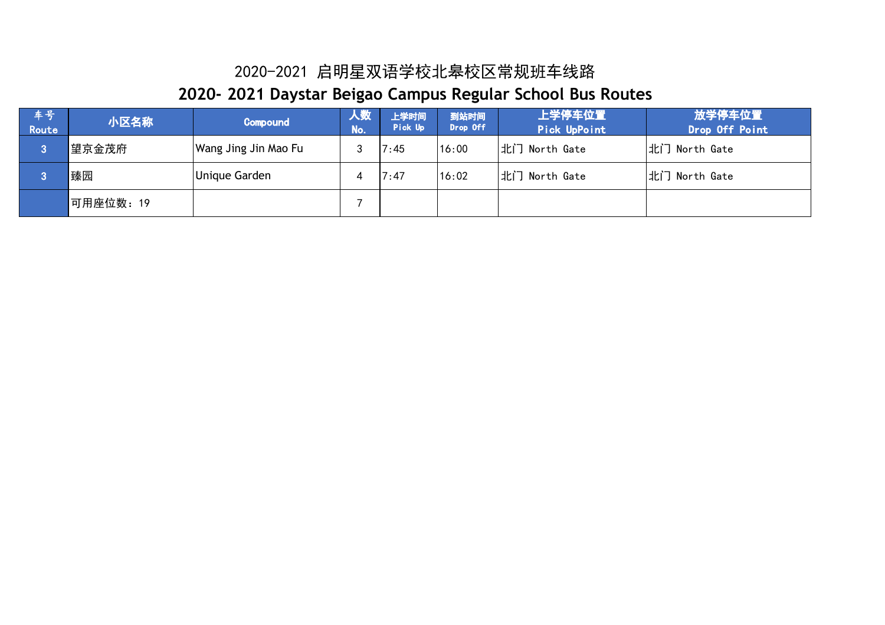# 2020-2021 启明星双语学校北皋校区常规班车线路

# 2020- 2021 Daystar Beigao Campus Regular School Bus Routes

| 车号 Route | 小区名称 | Compound | 人数 No. | 上学时间 Pick Up | 到站时间 Drop Off | 上学停车位置 Pick UpPoint | 放学停车位置 Drop Off Point |
|---|---|---|---|---|---|---|---|
| 3 | 望京金茂府 | Wang Jing Jin Mao Fu | 3 | 7:45 | 16:00 | 北门 North Gate | 北门 North Gate |
| 3 | 臻园 | Unique Garden | 4 | 7:47 | 16:02 | 北门 North Gate | 北门 North Gate |
| | 可用座位数：19 | | 7 | | | | |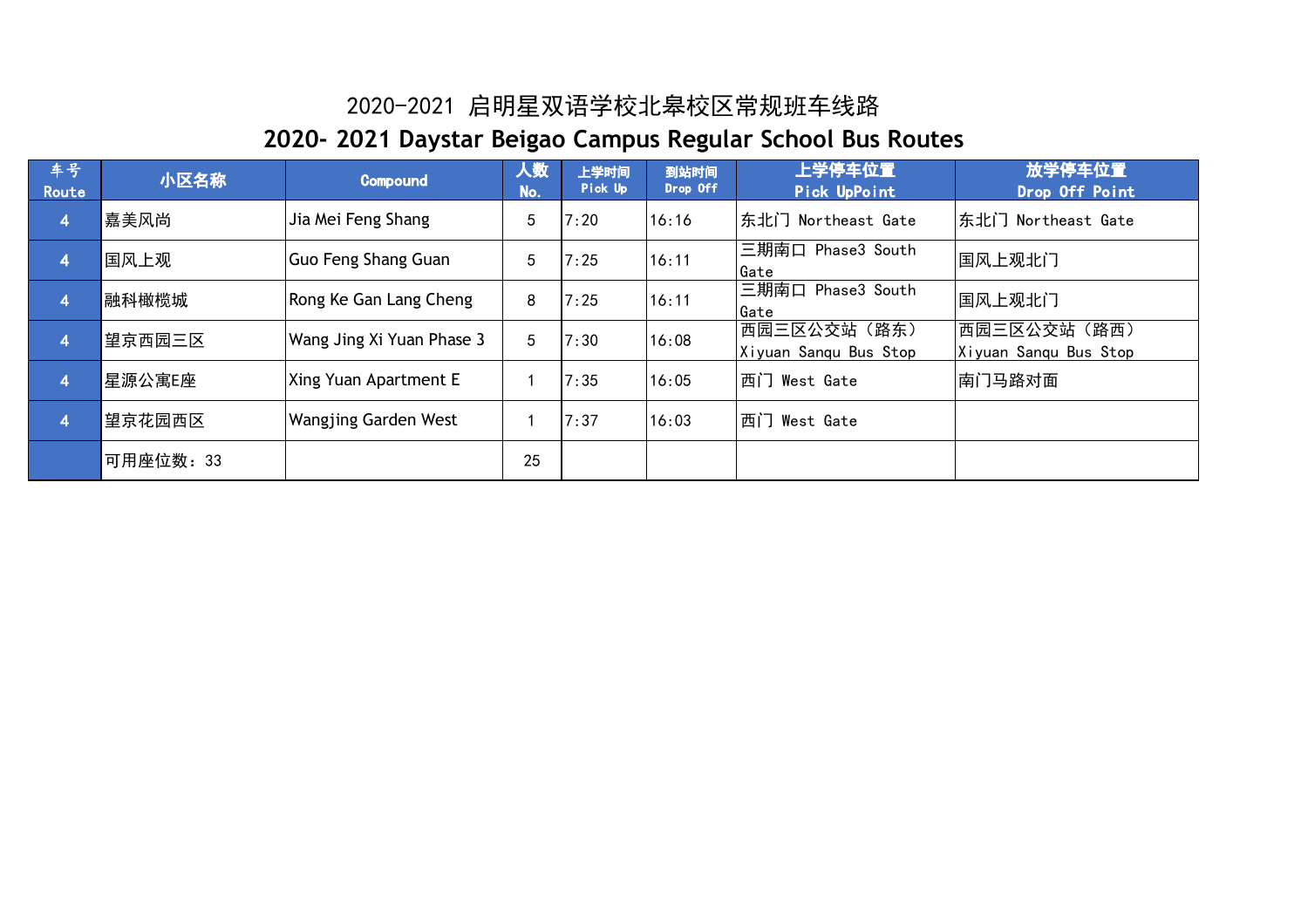# 2020-2021 启明星双语学校北皋校区常规班车线路

# 2020- 2021 Daystar Beigao Campus Regular School Bus Routes

| 车号 Route | 小区名称 | Compound | 人数 No. | 上学时间 Pick Up | 到站时间 Drop Off | 上学停车位置 Pick UpPoint | 放学停车位置 Drop Off Point |
|---|---|---|---|---|---|---|---|
| 4 | 嘉美风尚 | Jia Mei Feng Shang | 5 | 7:20 | 16:16 | 东北门 Northeast Gate | 东北门 Northeast Gate |
| 4 | 国风上观 | Guo Feng Shang Guan | 5 | 7:25 | 16:11 | 三期南口 Phase3 South Gate | 国风上观北门 |
| 4 | 融科橄榄城 | Rong Ke Gan Lang Cheng | 8 | 7:25 | 16:11 | 三期南口 Phase3 South Gate | 国风上观北门 |
| 4 | 望京西园三区 | Wang Jing Xi Yuan Phase 3 | 5 | 7:30 | 16:08 | 西园三区公交站（路东） Xiyuan Sanqu Bus Stop | 西园三区公交站（路西） Xiyuan Sanqu Bus Stop |
| 4 | 星源公寓E座 | Xing Yuan Apartment E | 1 | 7:35 | 16:05 | 西门 West Gate | 南门马路对面 |
| 4 | 望京花园西区 | Wangjing Garden West | 1 | 7:37 | 16:03 | 西门 West Gate | |
| | 可用座位数：33 | | 25 | | | | |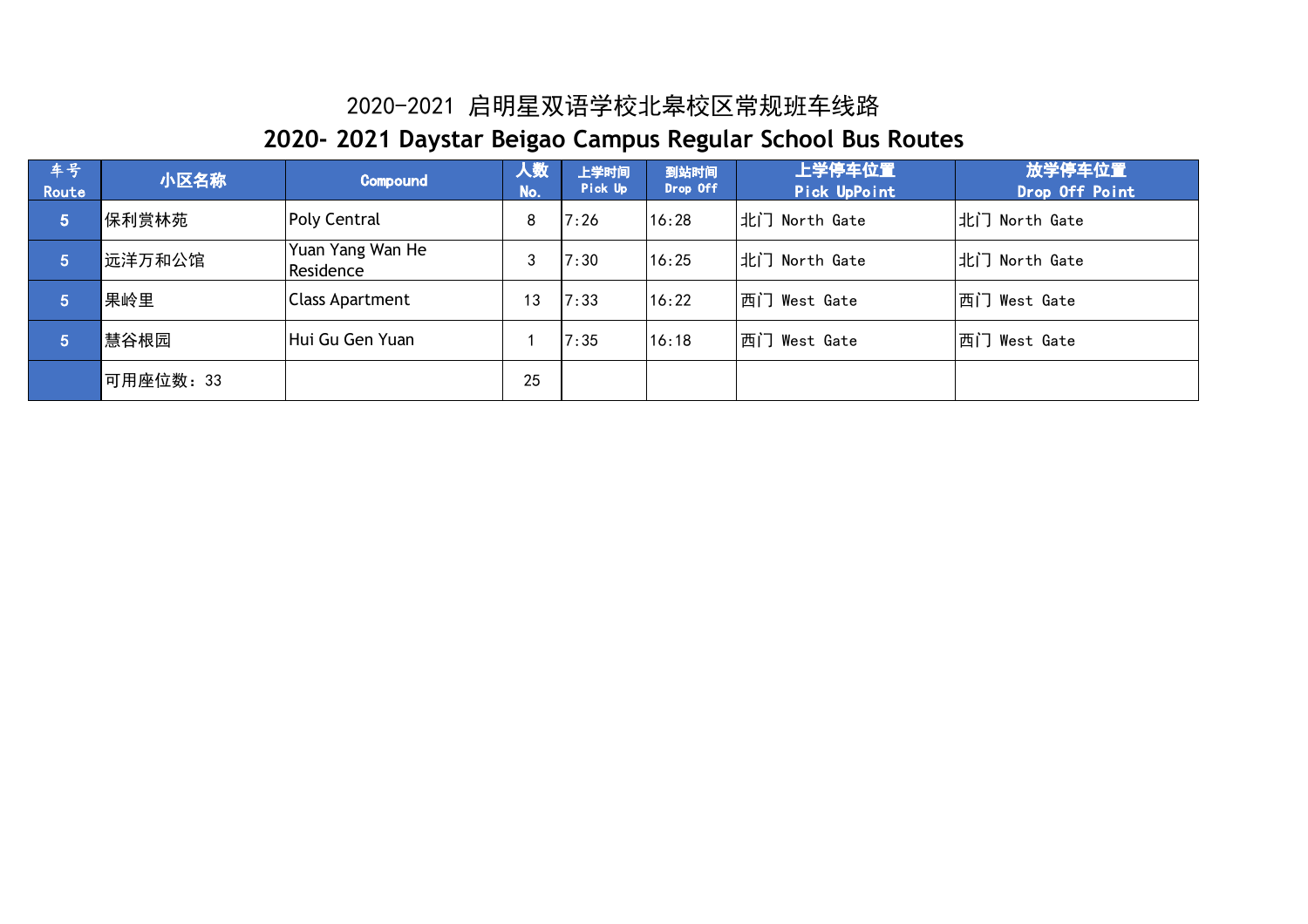# 2020-2021 启明星双语学校北皋校区常规班车线路

# 2020- 2021 Daystar Beigao Campus Regular School Bus Routes

| 车号 Route | 小区名称 | Compound | 人数 No. | 上学时间 Pick Up | 到站时间 Drop Off | 上学停车位置 Pick UpPoint | 放学停车位置 Drop Off Point |
|---|---|---|---|---|---|---|---|
| 5 | 保利赏林苑 | Poly Central | 8 | 7:26 | 16:28 | 北门 North Gate | 北门 North Gate |
| 5 | 远洋万和公馆 | Yuan Yang Wan He Residence | 3 | 7:30 | 16:25 | 北门 North Gate | 北门 North Gate |
| 5 | 果岭里 | Class Apartment | 13 | 7:33 | 16:22 | 西门 West Gate | 西门 West Gate |
| 5 | 慧谷根园 | Hui Gu Gen Yuan | 1 | 7:35 | 16:18 | 西门 West Gate | 西门 West Gate |
| | 可用座位数：33 | | 25 | | | | |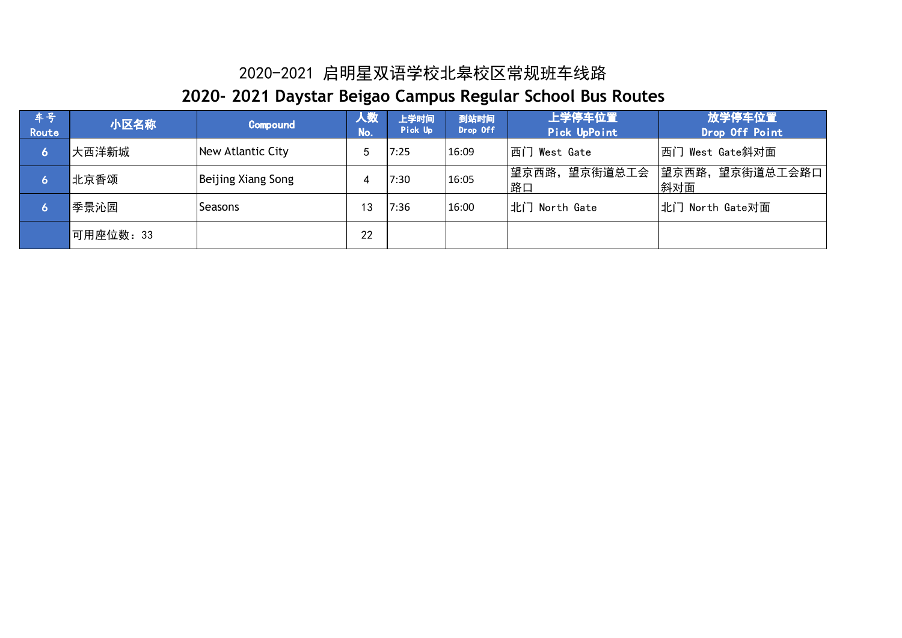# 2020-2021 启明星双语学校北皋校区常规班车线路

# 2020- 2021 Daystar Beigao Campus Regular School Bus Routes

| 车号 Route | 小区名称 | Compound | 人数 No. | 上学时间 Pick Up | 到站时间 Drop Off | 上学停车位置 Pick UpPoint | 放学停车位置 Drop Off Point |
|---|---|---|---|---|---|---|---|
| 6 | 大西洋新城 | New Atlantic City | 5 | 7:25 | 16:09 | 西门 West Gate | 西门 West Gate斜对面 |
| 6 | 北京香颂 | Beijing Xiang Song | 4 | 7:30 | 16:05 | 望京西路，望京街道总工会路口 | 望京西路，望京街道总工会路口斜对面 |
| 6 | 季景沁园 | Seasons | 13 | 7:36 | 16:00 | 北门 North Gate | 北门 North Gate对面 |
| | 可用座位数：33 | | 22 | | | | |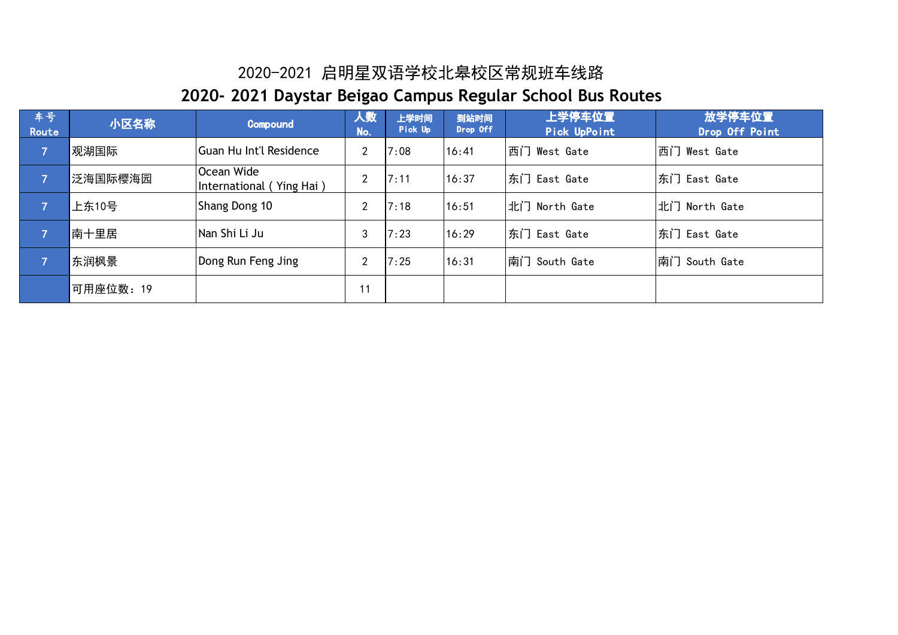# 2020-2021 启明星双语学校北皋校区常规班车线路

# 2020- 2021 Daystar Beigao Campus Regular School Bus Routes

| 车号 Route | 小区名称 | Compound | 人数 No. | 上学时间 Pick Up | 到站时间 Drop Off | 上学停车位置 Pick UpPoint | 放学停车位置 Drop Off Point |
|---|---|---|---|---|---|---|---|
| 7 | 观湖国际 | Guan Hu Int'l Residence | 2 | 7:08 | 16:41 | 西门 West Gate | 西门 West Gate |
| 7 | 泛海国际樱海园 | Ocean Wide International ( Ying Hai ) | 2 | 7:11 | 16:37 | 东门 East Gate | 东门 East Gate |
| 7 | 上东10号 | Shang Dong 10 | 2 | 7:18 | 16:51 | 北门 North Gate | 北门 North Gate |
| 7 | 南十里居 | Nan Shi Li Ju | 3 | 7:23 | 16:29 | 东门 East Gate | 东门 East Gate |
| 7 | 东润枫景 | Dong Run Feng Jing | 2 | 7:25 | 16:31 | 南门 South Gate | 南门 South Gate |
| | 可用座位数：19 | | 11 | | | | |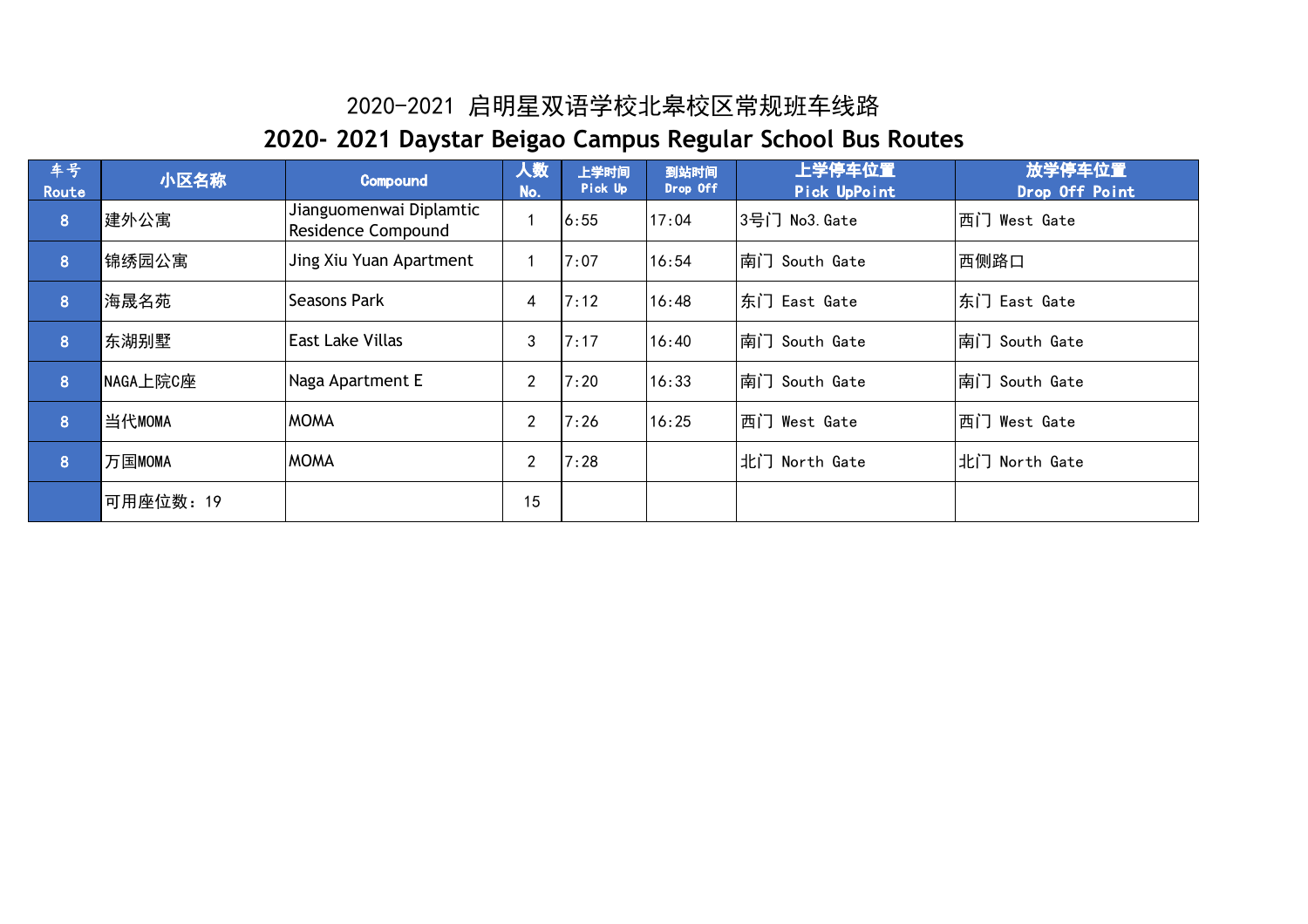# 2020-2021 启明星双语学校北皋校区常规班车线路

# 2020- 2021 Daystar Beigao Campus Regular School Bus Routes

| 车号 Route | 小区名称 | Compound | 人数 No. | 上学时间 Pick Up | 到站时间 Drop Off | 上学停车位置 Pick UpPoint | 放学停车位置 Drop Off Point |
|---|---|---|---|---|---|---|---|
| 8 | 建外公寓 | Jianguomenwai Diplamtic Residence Compound | 1 | 6:55 | 17:04 | 3号门 No3. Gate | 西门 West Gate |
| 8 | 锦绣园公寓 | Jing Xiu Yuan Apartment | 1 | 7:07 | 16:54 | 南门 South Gate | 西侧路口 |
| 8 | 海晟名苑 | Seasons Park | 4 | 7:12 | 16:48 | 东门 East Gate | 东门 East Gate |
| 8 | 东湖别墅 | East Lake Villas | 3 | 7:17 | 16:40 | 南门 South Gate | 南门 South Gate |
| 8 | NAGA上院C座 | Naga Apartment E | 2 | 7:20 | 16:33 | 南门 South Gate | 南门 South Gate |
| 8 | 当代MOMA | MOMA | 2 | 7:26 | 16:25 | 西门 West Gate | 西门 West Gate |
| 8 | 万国MOMA | MOMA | 2 | 7:28 | | 北门 North Gate | 北门 North Gate |
| | 可用座位数：19 | | 15 | | | | |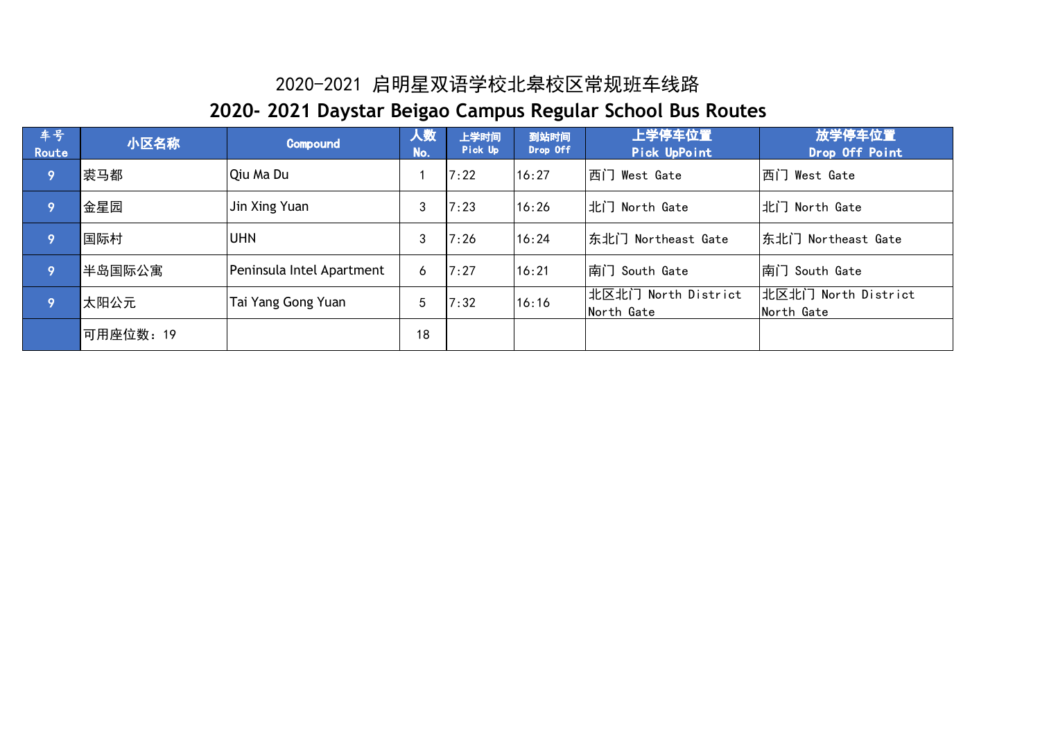# 2020-2021 启明星双语学校北皋校区常规班车线路

# 2020- 2021 Daystar Beigao Campus Regular School Bus Routes

| 车号 Route | 小区名称 | Compound | 人数 No. | 上学时间 Pick Up | 到站时间 Drop Off | 上学停车位置 Pick UpPoint | 放学停车位置 Drop Off Point |
|---|---|---|---|---|---|---|---|
| 9 | 裘马都 | Qiu Ma Du | 1 | 7:22 | 16:27 | 西门 West Gate | 西门 West Gate |
| 9 | 金星园 | Jin Xing Yuan | 3 | 7:23 | 16:26 | 北门 North Gate | 北门 North Gate |
| 9 | 国际村 | UHN | 3 | 7:26 | 16:24 | 东北门 Northeast Gate | 东北门 Northeast Gate |
| 9 | 半岛国际公寓 | Peninsula Intel Apartment | 6 | 7:27 | 16:21 | 南门 South Gate | 南门 South Gate |
| 9 | 太阳公元 | Tai Yang Gong Yuan | 5 | 7:32 | 16:16 | 北区北门 North District North Gate | 北区北门 North District North Gate |
| | 可用座位数：19 | | 18 | | | | |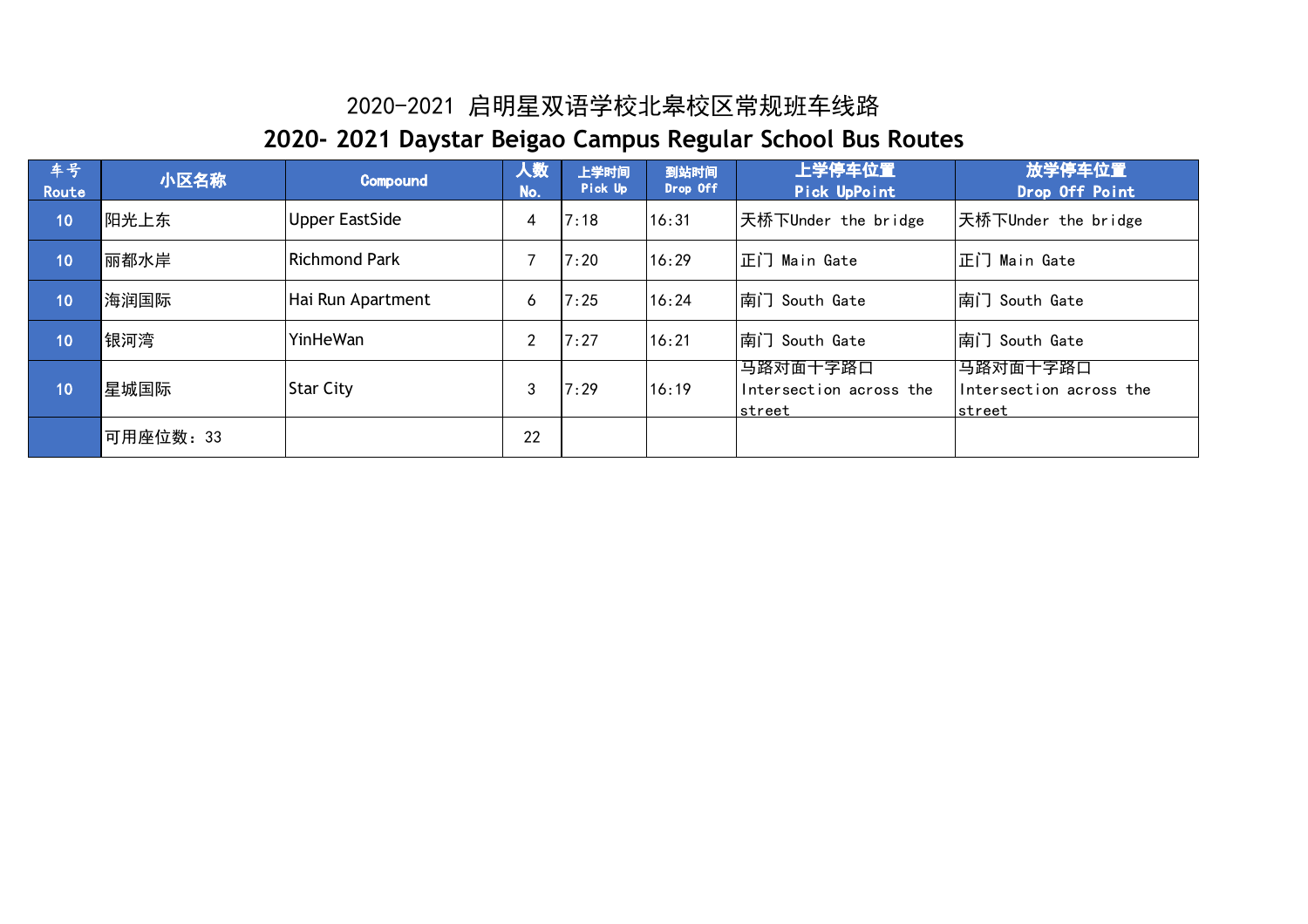# 2020-2021 启明星双语学校北皋校区常规班车线路

# 2020- 2021 Daystar Beigao Campus Regular School Bus Routes

| 车号 Route | 小区名称 | Compound | 人数 No. | 上学时间 Pick Up | 到站时间 Drop Off | 上学停车位置 Pick UpPoint | 放学停车位置 Drop Off Point |
|---|---|---|---|---|---|---|---|
| 10 | 阳光上东 | Upper EastSide | 4 | 7:18 | 16:31 | 天桥下Under the bridge | 天桥下Under the bridge |
| 10 | 丽都水岸 | Richmond Park | 7 | 7:20 | 16:29 | 正门 Main Gate | 正门 Main Gate |
| 10 | 海润国际 | Hai Run Apartment | 6 | 7:25 | 16:24 | 南门 South Gate | 南门 South Gate |
| 10 | 银河湾 | YinHeWan | 2 | 7:27 | 16:21 | 南门 South Gate | 南门 South Gate |
| 10 | 星城国际 | Star City | 3 | 7:29 | 16:19 | 马路对面十字路口 Intersection across the street | 马路对面十字路口 Intersection across the street |
| | 可用座位数：33 | | 22 | | | | |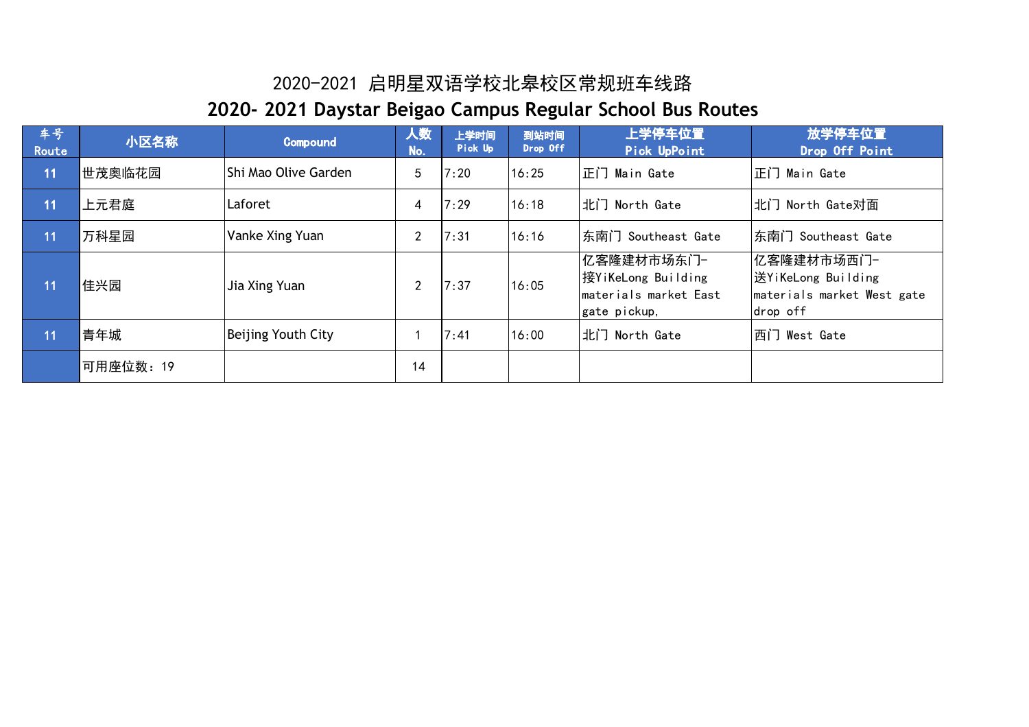# 2020-2021 启明星双语学校北皋校区常规班车线路

# 2020- 2021 Daystar Beigao Campus Regular School Bus Routes

| 车号 Route | 小区名称 | Compound | 人数 No. | 上学时间 Pick Up | 到站时间 Drop Off | 上学停车位置 Pick UpPoint | 放学停车位置 Drop Off Point |
|---|---|---|---|---|---|---|---|
| 11 | 世茂奥临花园 | Shi Mao Olive Garden | 5 | 7:20 | 16:25 | 正门 Main Gate | 正门 Main Gate |
| 11 | 上元君庭 | Laforet | 4 | 7:29 | 16:18 | 北门 North Gate | 北门 North Gate对面 |
| 11 | 万科星园 | Vanke Xing Yuan | 2 | 7:31 | 16:16 | 东南门 Southeast Gate | 东南门 Southeast Gate |
| 11 | 佳兴园 | Jia Xing Yuan | 2 | 7:37 | 16:05 | 亿客隆建材市场东门-接YiKeLong Building materials market East gate pickup, | 亿客隆建材市场西门-送YiKeLong Building materials market West gate drop off |
| 11 | 青年城 | Beijing Youth City | 1 | 7:41 | 16:00 | 北门 North Gate | 西门 West Gate |
| | 可用座位数：19 | | 14 | | | | |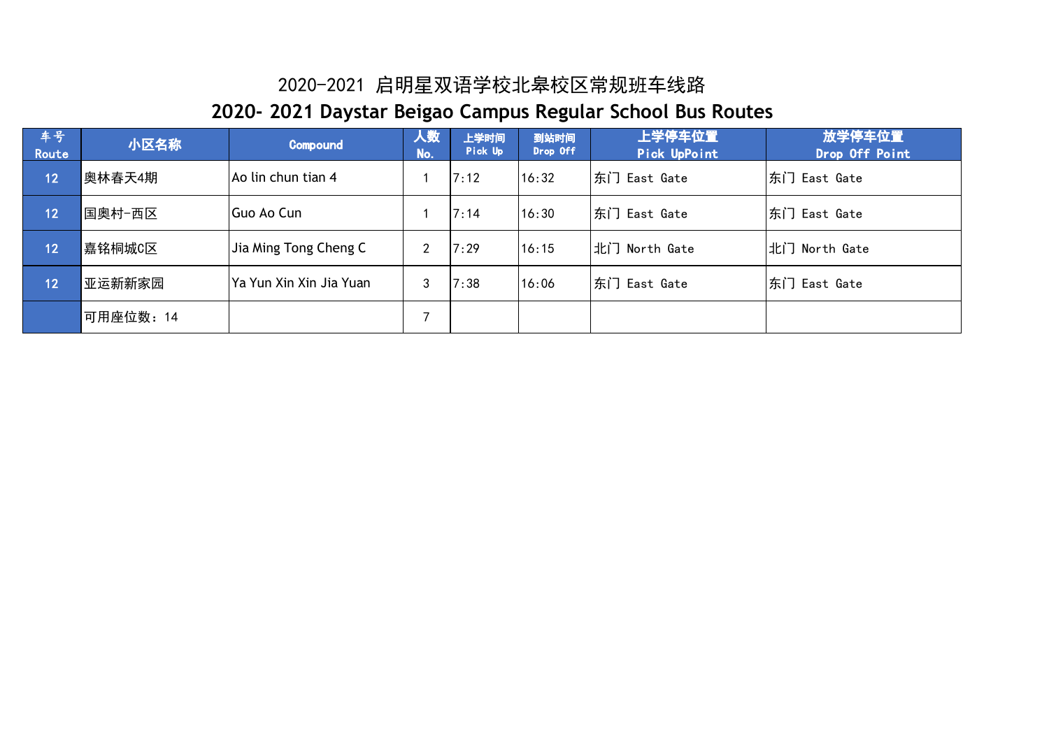# 2020-2021 启明星双语学校北皋校区常规班车线路

# 2020- 2021 Daystar Beigao Campus Regular School Bus Routes

| 车号 Route | 小区名称 | Compound | 人数 No. | 上学时间 Pick Up | 到站时间 Drop Off | 上学停车位置 Pick UpPoint | 放学停车位置 Drop Off Point |
|---|---|---|---|---|---|---|---|
| 12 | 奥林春天4期 | Ao lin chun tian 4 | 1 | 7:12 | 16:32 | 东门 East Gate | 东门 East Gate |
| 12 | 国奥村-西区 | Guo Ao Cun | 1 | 7:14 | 16:30 | 东门 East Gate | 东门 East Gate |
| 12 | 嘉铭桐城C区 | Jia Ming Tong Cheng C | 2 | 7:29 | 16:15 | 北门 North Gate | 北门 North Gate |
| 12 | 亚运新新家园 | Ya Yun Xin Xin Jia Yuan | 3 | 7:38 | 16:06 | 东门 East Gate | 东门 East Gate |
| | 可用座位数：14 | | 7 | | | | |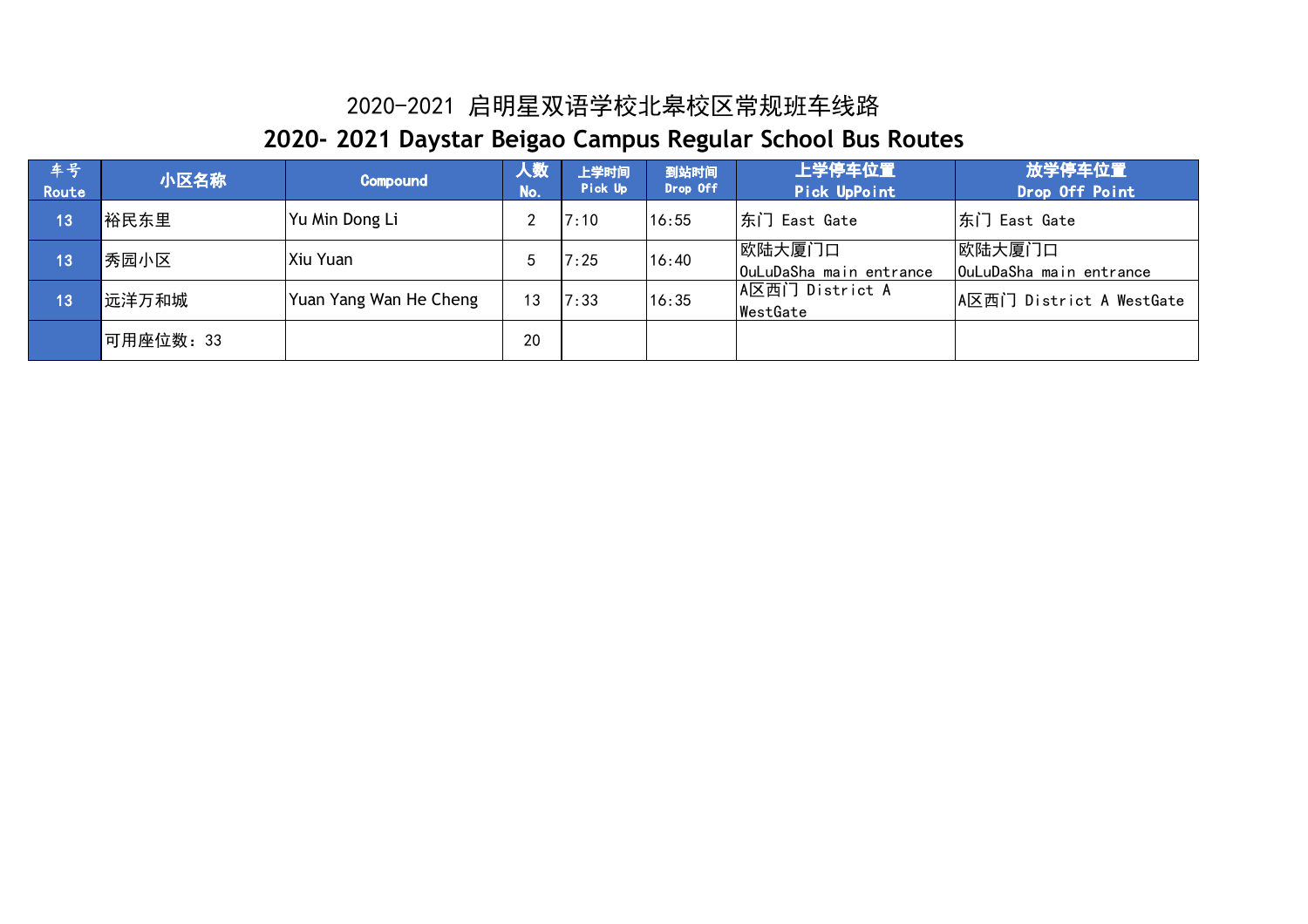# 2020-2021 启明星双语学校北皋校区常规班车线路

# 2020- 2021 Daystar Beigao Campus Regular School Bus Routes

| 车号 Route | 小区名称 | Compound | 人数 No. | 上学时间 Pick Up | 到站时间 Drop Off | 上学停车位置 Pick UpPoint | 放学停车位置 Drop Off Point |
|---|---|---|---|---|---|---|---|
| 13 | 裕民东里 | Yu Min Dong Li | 2 | 7:10 | 16:55 | 东门 East Gate | 东门 East Gate |
| 13 | 秀园小区 | Xiu Yuan | 5 | 7:25 | 16:40 | 欧陆大厦门口 OuLuDaSha main entrance | 欧陆大厦门口 OuLuDaSha main entrance |
| 13 | 远洋万和城 | Yuan Yang Wan He Cheng | 13 | 7:33 | 16:35 | A区西门 District A WestGate | A区西门 District A WestGate |
| | 可用座位数：33 | | 20 | | | | |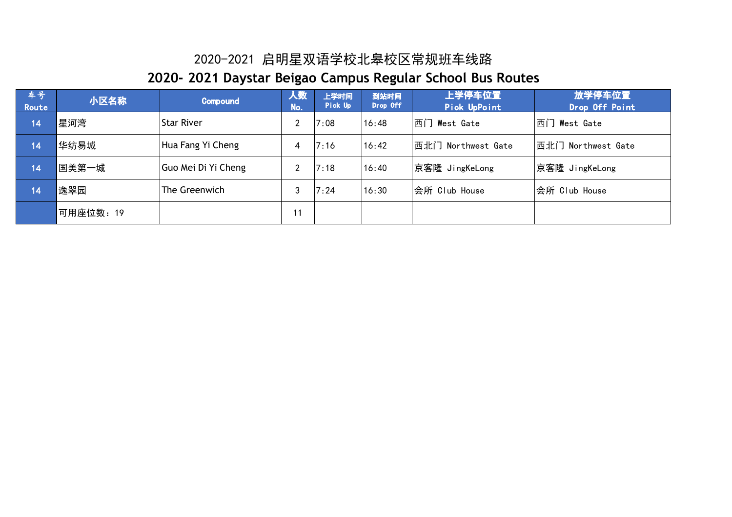# 2020-2021 启明星双语学校北皋校区常规班车线路

# 2020- 2021 Daystar Beigao Campus Regular School Bus Routes

| 车号 Route | 小区名称 | Compound | 人数 No. | 上学时间 Pick Up | 到站时间 Drop Off | 上学停车位置 Pick UpPoint | 放学停车位置 Drop Off Point |
|---|---|---|---|---|---|---|---|
| 14 | 星河湾 | Star River | 2 | 7:08 | 16:48 | 西门 West Gate | 西门 West Gate |
| 14 | 华纺易城 | Hua Fang Yi Cheng | 4 | 7:16 | 16:42 | 西北门 Northwest Gate | 西北门 Northwest Gate |
| 14 | 国美第一城 | Guo Mei Di Yi Cheng | 2 | 7:18 | 16:40 | 京客隆 JingKeLong | 京客隆 JingKeLong |
| 14 | 逸翠园 | The Greenwich | 3 | 7:24 | 16:30 | 会所 Club House | 会所 Club House |
| | 可用座位数：19 | | 11 | | | | |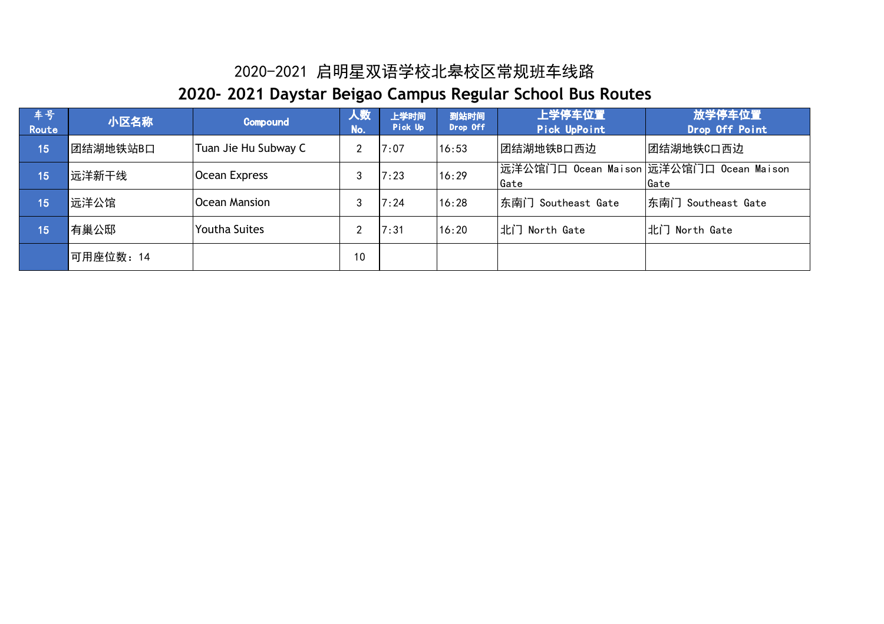# 2020-2021 启明星双语学校北皋校区常规班车线路

# 2020- 2021 Daystar Beigao Campus Regular School Bus Routes

| 车号 Route | 小区名称 | Compound | 人数 No. | 上学时间 Pick Up | 到站时间 Drop Off | 上学停车位置 Pick UpPoint | 放学停车位置 Drop Off Point |
|---|---|---|---|---|---|---|---|
| 15 | 团结湖地铁站B口 | Tuan Jie Hu Subway C | 2 | 7:07 | 16:53 | 团结湖地铁B口西边 | 团结湖地铁C口西边 |
| 15 | 远洋新干线 | Ocean Express | 3 | 7:23 | 16:29 | 远洋公馆门口 Ocean Maison Gate | 远洋公馆门口 Ocean Maison Gate |
| 15 | 远洋公馆 | Ocean Mansion | 3 | 7:24 | 16:28 | 东南门 Southeast Gate | 东南门 Southeast Gate |
| 15 | 有巢公邸 | Youtha Suites | 2 | 7:31 | 16:20 | 北门 North Gate | 北门 North Gate |
| | 可用座位数：14 | | 10 | | | | |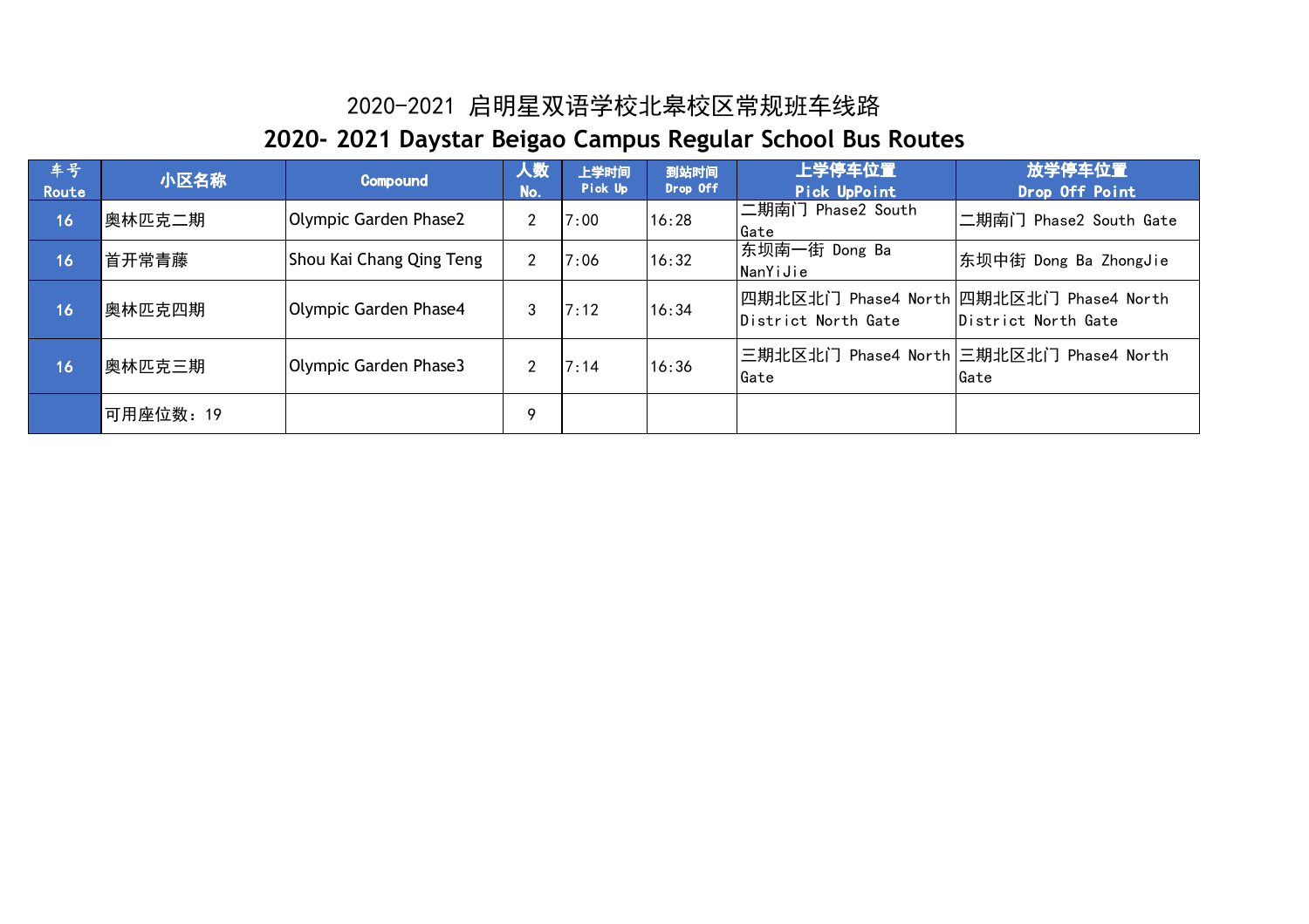# 2020-2021 启明星双语学校北皋校区常规班车线路

## 2020- 2021 Daystar Beigao Campus Regular School Bus Routes

| 车号 Route | 小区名称 | Compound | 人数 No. | 上学时间 Pick Up | 到站时间 Drop Off | 上学停车位置 Pick UpPoint | 放学停车位置 Drop Off Point |
|---|---|---|---|---|---|---|---|
| 16 | 奥林匹克二期 | Olympic Garden Phase2 | 2 | 7:00 | 16:28 | 二期南门 Phase2 South Gate | 二期南门 Phase2 South Gate |
| 16 | 首开常青藤 | Shou Kai Chang Qing Teng | 2 | 7:06 | 16:32 | 东坝南一街 Dong Ba NanYiJie | 东坝中街 Dong Ba ZhongJie |
| 16 | 奥林匹克四期 | Olympic Garden Phase4 | 3 | 7:12 | 16:34 | 四期北区北门 Phase4 North District North Gate | 四期北区北门 Phase4 North District North Gate |
| 16 | 奥林匹克三期 | Olympic Garden Phase3 | 2 | 7:14 | 16:36 | 三期北区北门 Phase4 North Gate | 三期北区北门 Phase4 North Gate |
| | 可用座位数：19 | | 9 | | | | |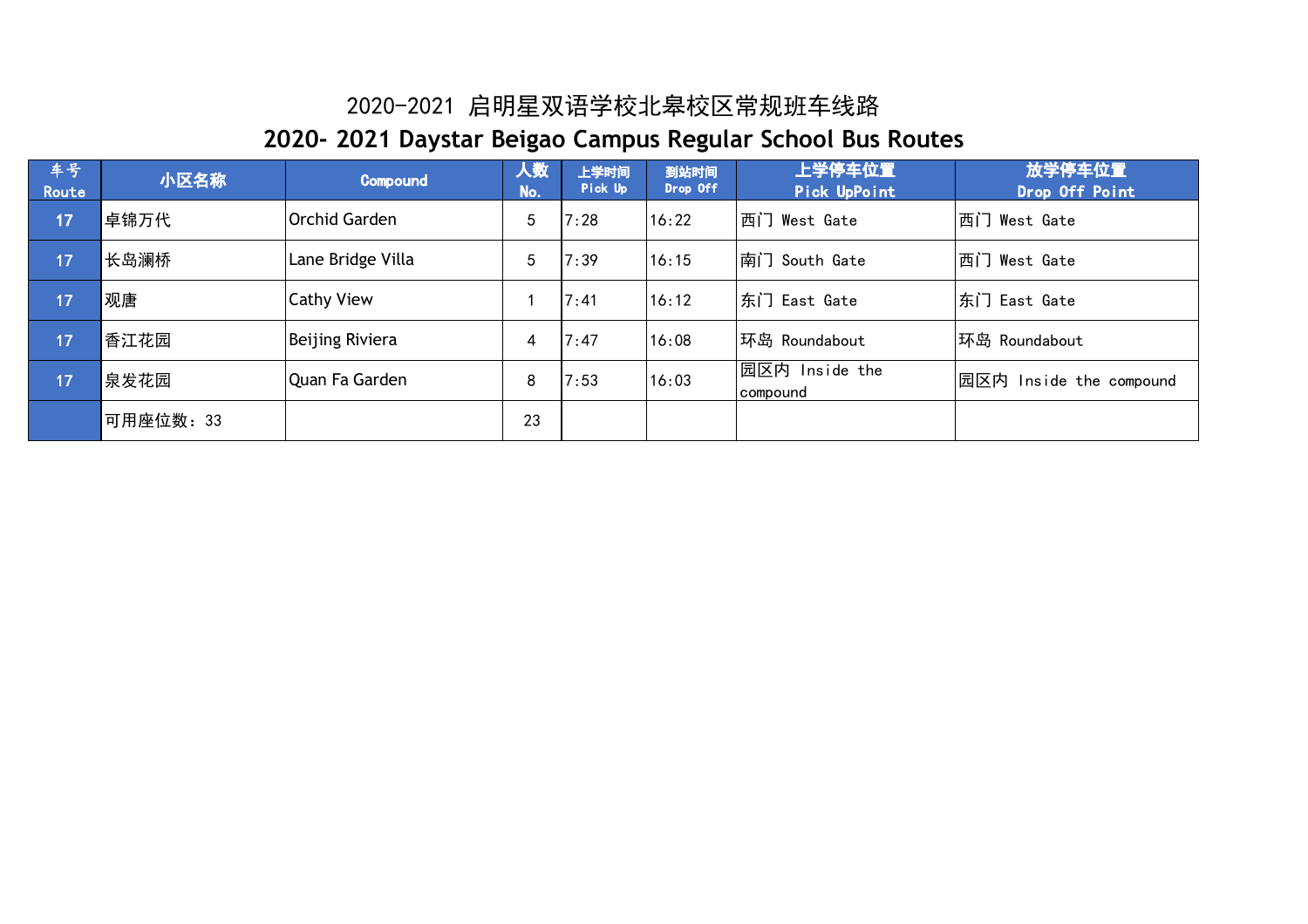# 2020-2021 启明星双语学校北皋校区常规班车线路

# 2020- 2021 Daystar Beigao Campus Regular School Bus Routes

| 车号 Route | 小区名称 | Compound | 人数 No. | 上学时间 Pick Up | 到站时间 Drop Off | 上学停车位置 Pick UpPoint | 放学停车位置 Drop Off Point |
|---|---|---|---|---|---|---|---|
| 17 | 卓锦万代 | Orchid Garden | 5 | 7:28 | 16:22 | 西门 West Gate | 西门 West Gate |
| 17 | 长岛澜桥 | Lane Bridge Villa | 5 | 7:39 | 16:15 | 南门 South Gate | 西门 West Gate |
| 17 | 观唐 | Cathy View | 1 | 7:41 | 16:12 | 东门 East Gate | 东门 East Gate |
| 17 | 香江花园 | Beijing Riviera | 4 | 7:47 | 16:08 | 环岛 Roundabout | 环岛 Roundabout |
| 17 | 泉发花园 | Quan Fa Garden | 8 | 7:53 | 16:03 | 园区内 Inside the compound | 园区内 Inside the compound |
| | 可用座位数：33 | | 23 | | | | |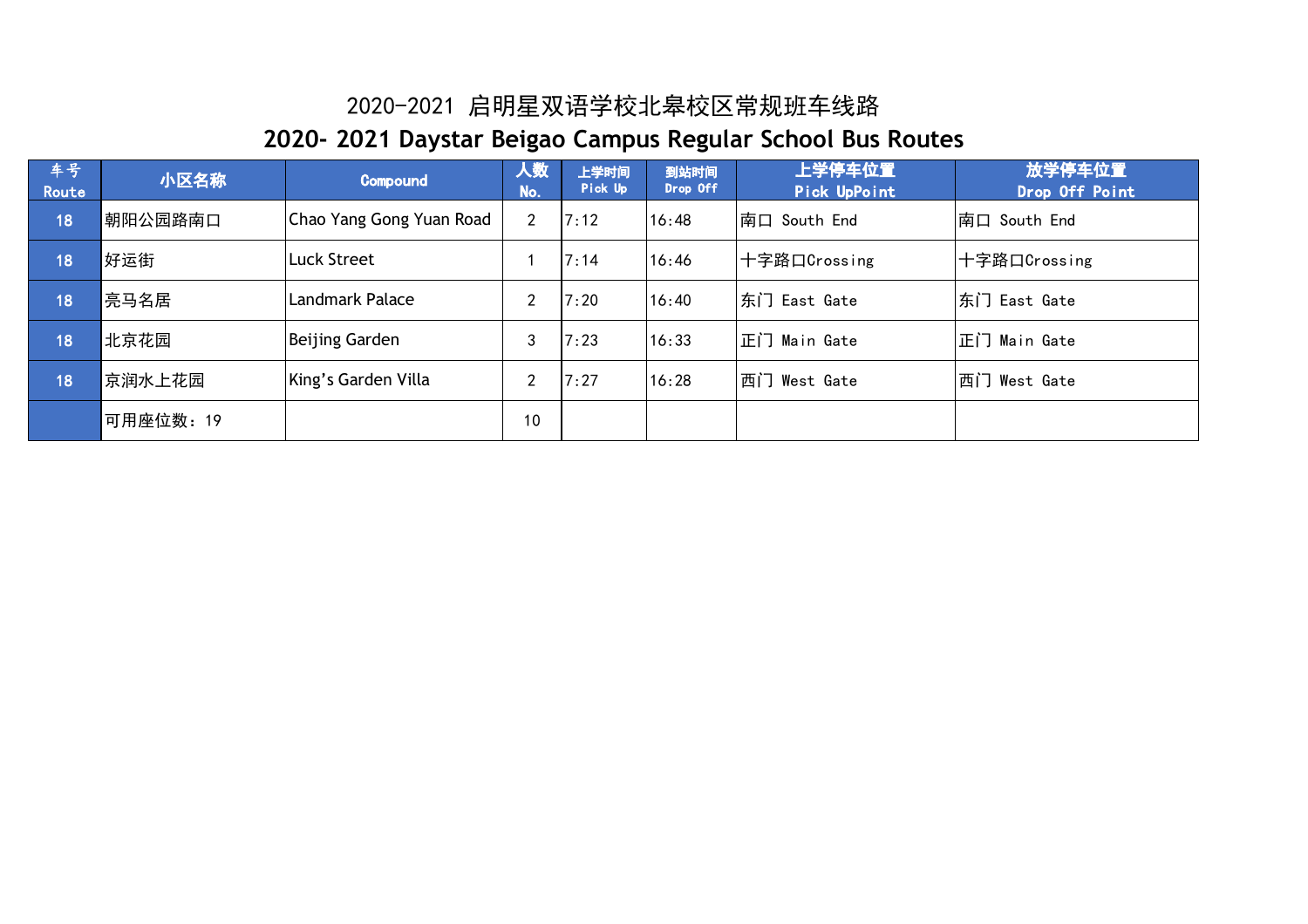# 2020-2021 启明星双语学校北皋校区常规班车线路

# 2020- 2021 Daystar Beigao Campus Regular School Bus Routes

| 车号 Route | 小区名称 | Compound | 人数 No. | 上学时间 Pick Up | 到站时间 Drop Off | 上学停车位置 Pick UpPoint | 放学停车位置 Drop Off Point |
|---|---|---|---|---|---|---|---|
| 18 | 朝阳公园路南口 | Chao Yang Gong Yuan Road | 2 | 7:12 | 16:48 | 南口 South End | 南口 South End |
| 18 | 好运街 | Luck Street | 1 | 7:14 | 16:46 | 十字路口Crossing | 十字路口Crossing |
| 18 | 亮马名居 | Landmark Palace | 2 | 7:20 | 16:40 | 东门 East Gate | 东门 East Gate |
| 18 | 北京花园 | Beijing Garden | 3 | 7:23 | 16:33 | 正门 Main Gate | 正门 Main Gate |
| 18 | 京润水上花园 | King's Garden Villa | 2 | 7:27 | 16:28 | 西门 West Gate | 西门 West Gate |
| | 可用座位数：19 | | 10 | | | | |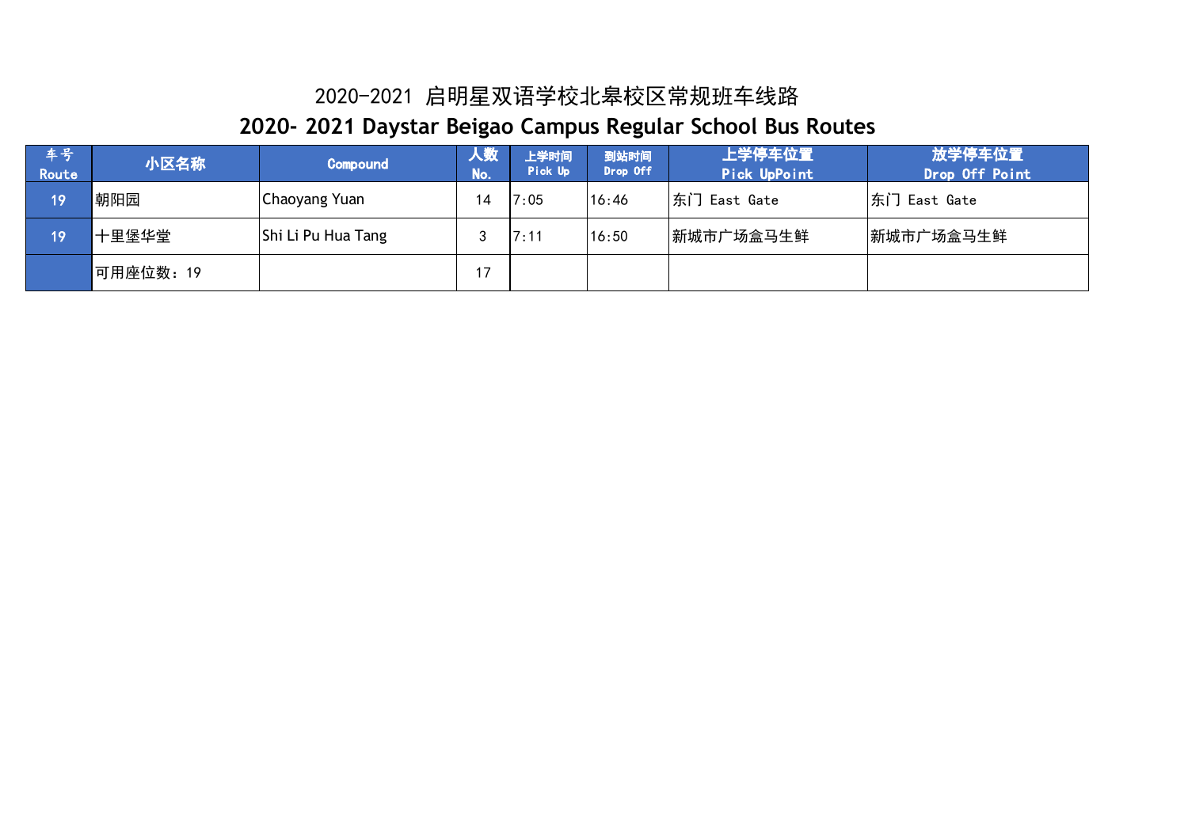# 2020-2021 启明星双语学校北皋校区常规班车线路

# 2020- 2021 Daystar Beigao Campus Regular School Bus Routes

| 车号 Route | 小区名称 | Compound | 人数 No. | 上学时间 Pick Up | 到站时间 Drop Off | 上学停车位置 Pick UpPoint | 放学停车位置 Drop Off Point |
|---|---|---|---|---|---|---|---|
| 19 | 朝阳园 | Chaoyang Yuan | 14 | 7:05 | 16:46 | 东门 East Gate | 东门 East Gate |
| 19 | 十里堡华堂 | Shi Li Pu Hua Tang | 3 | 7:11 | 16:50 | 新城市广场盒马生鲜 | 新城市广场盒马生鲜 |
| | 可用座位数：19 | | 17 | | | | |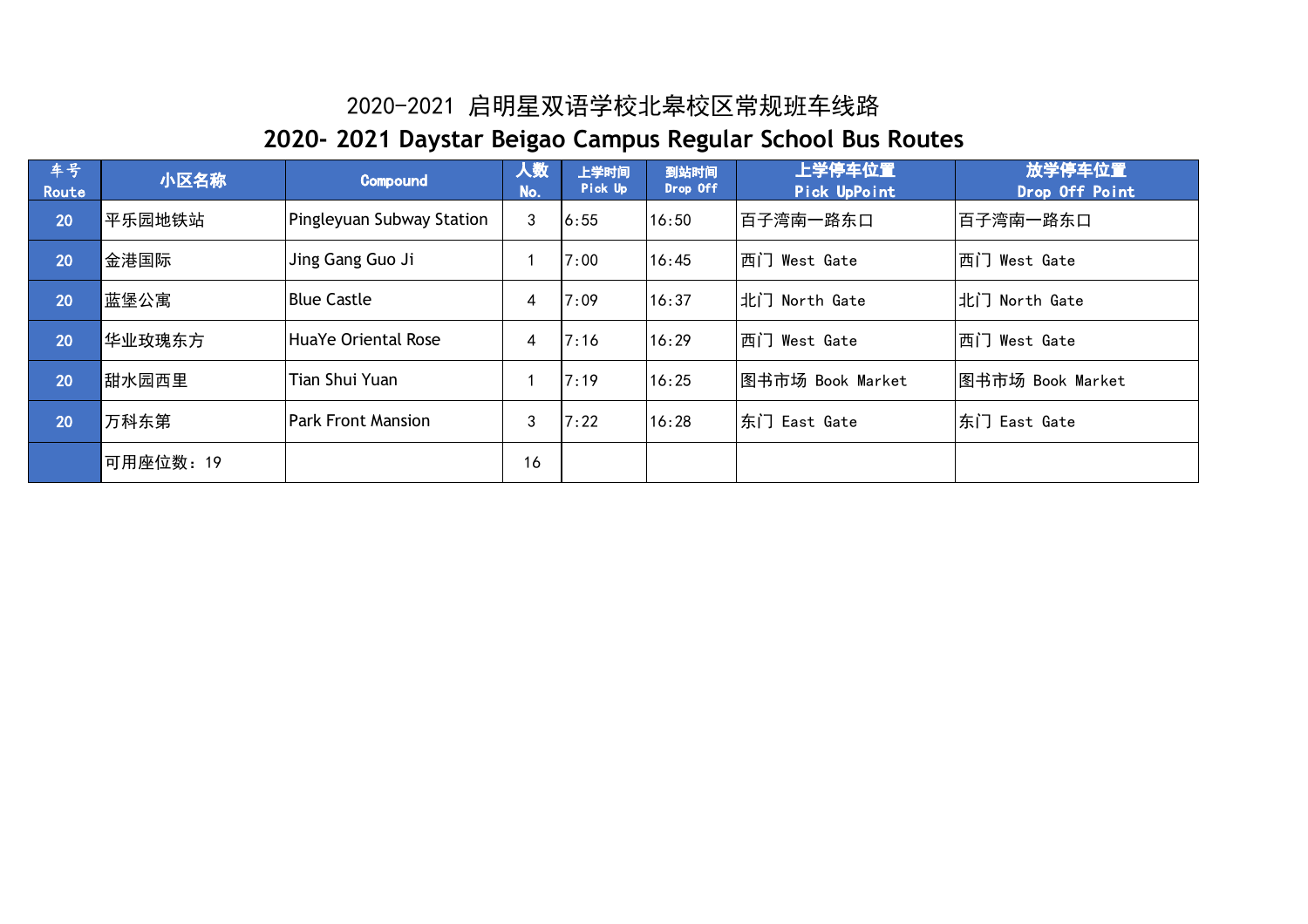# 2020-2021 启明星双语学校北皋校区常规班车线路

# 2020- 2021 Daystar Beigao Campus Regular School Bus Routes

| 车号 Route | 小区名称 | Compound | 人数 No. | 上学时间 Pick Up | 到站时间 Drop Off | 上学停车位置 Pick UpPoint | 放学停车位置 Drop Off Point |
|---|---|---|---|---|---|---|---|
| 20 | 平乐园地铁站 | Pingleyuan Subway Station | 3 | 6:55 | 16:50 | 百子湾南一路东口 | 百子湾南一路东口 |
| 20 | 金港国际 | Jing Gang Guo Ji | 1 | 7:00 | 16:45 | 西门 West Gate | 西门 West Gate |
| 20 | 蓝堡公寓 | Blue Castle | 4 | 7:09 | 16:37 | 北门 North Gate | 北门 North Gate |
| 20 | 华业玫瑰东方 | HuaYe Oriental Rose | 4 | 7:16 | 16:29 | 西门 West Gate | 西门 West Gate |
| 20 | 甜水园西里 | Tian Shui Yuan | 1 | 7:19 | 16:25 | 图书市场 Book Market | 图书市场 Book Market |
| 20 | 万科东第 | Park Front Mansion | 3 | 7:22 | 16:28 | 东门 East Gate | 东门 East Gate |
| | 可用座位数：19 | | 16 | | | | |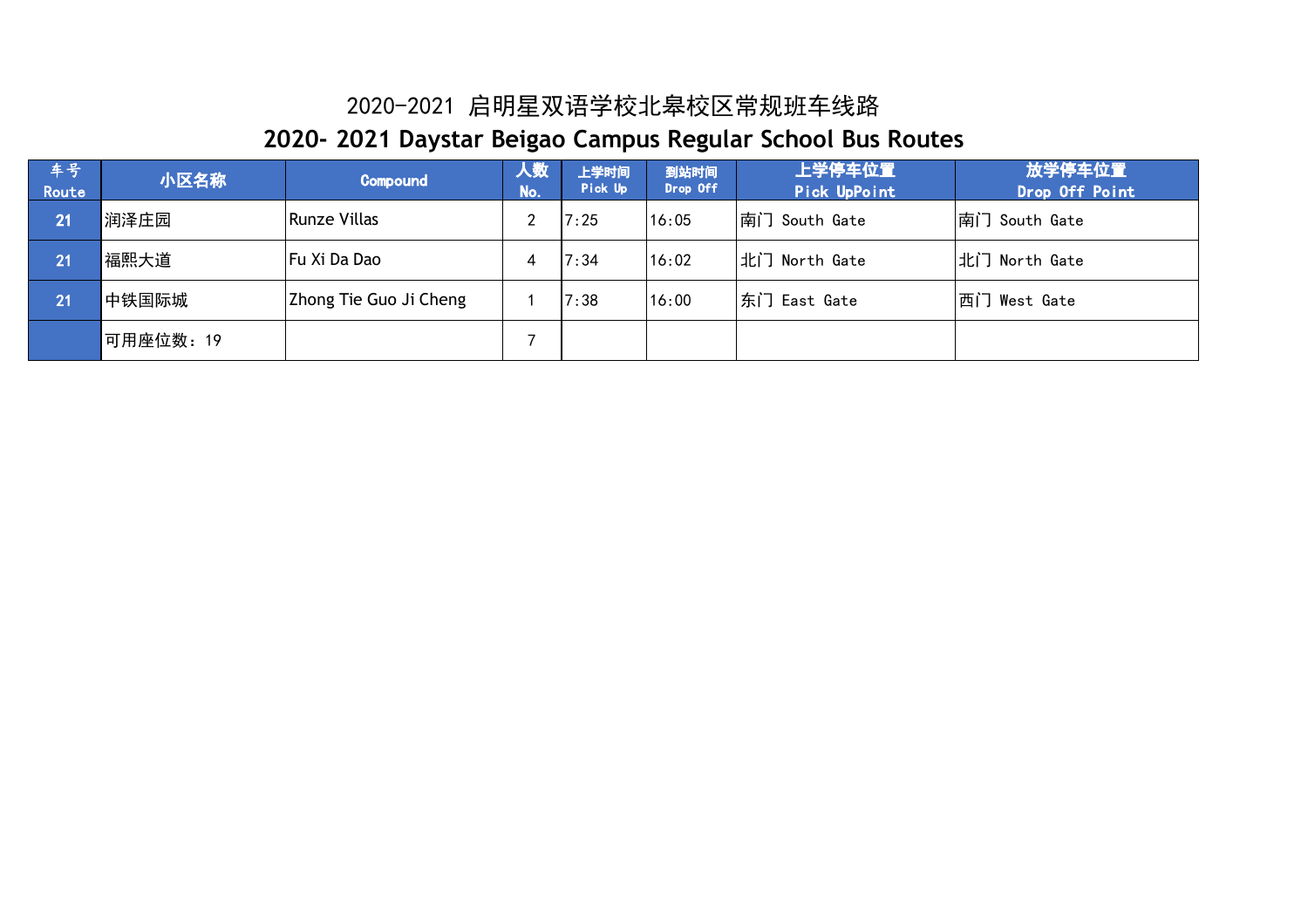# 2020-2021 启明星双语学校北皋校区常规班车线路

# 2020- 2021 Daystar Beigao Campus Regular School Bus Routes

| 车号 Route | 小区名称 | Compound | 人数 No. | 上学时间 Pick Up | 到站时间 Drop Off | 上学停车位置 Pick UpPoint | 放学停车位置 Drop Off Point |
|---|---|---|---|---|---|---|---|
| 21 | 润泽庄园 | Runze Villas | 2 | 7:25 | 16:05 | 南门 South Gate | 南门 South Gate |
| 21 | 福熙大道 | Fu Xi Da Dao | 4 | 7:34 | 16:02 | 北门 North Gate | 北门 North Gate |
| 21 | 中铁国际城 | Zhong Tie Guo Ji Cheng | 1 | 7:38 | 16:00 | 东门 East Gate | 西门 West Gate |
| | 可用座位数：19 | | 7 | | | | |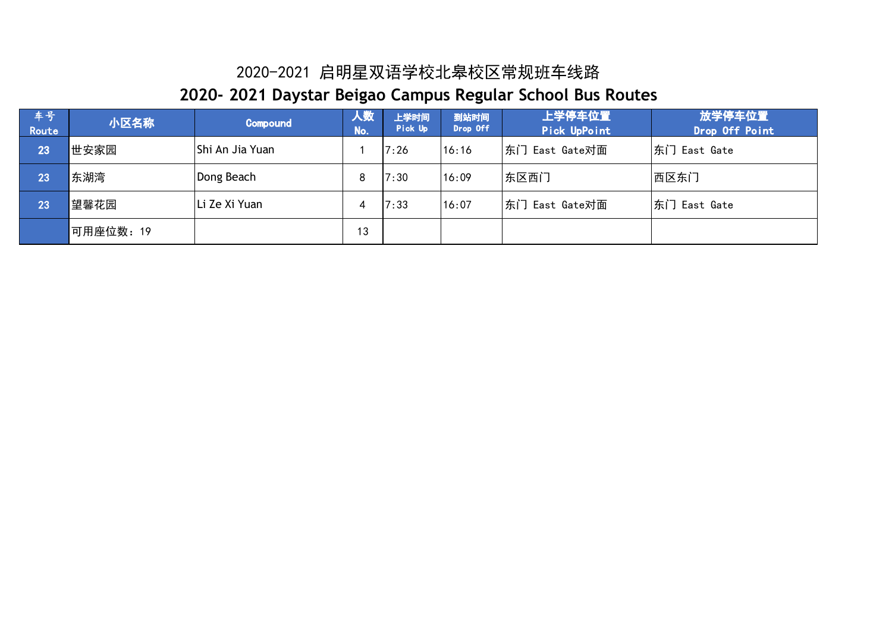# 2020-2021 启明星双语学校北皋校区常规班车线路

# 2020- 2021 Daystar Beigao Campus Regular School Bus Routes

| 车号 Route | 小区名称 | Compound | 人数 No. | 上学时间 Pick Up | 到站时间 Drop Off | 上学停车位置 Pick UpPoint | 放学停车位置 Drop Off Point |
|---|---|---|---|---|---|---|---|
| 23 | 世安家园 | Shi An Jia Yuan | 1 | 7:26 | 16:16 | 东门 East Gate对面 | 东门 East Gate |
| 23 | 东湖湾 | Dong Beach | 8 | 7:30 | 16:09 | 东区西门 | 西区东门 |
| 23 | 望馨花园 | Li Ze Xi Yuan | 4 | 7:33 | 16:07 | 东门 East Gate对面 | 东门 East Gate |
| | 可用座位数：19 | | 13 | | | | |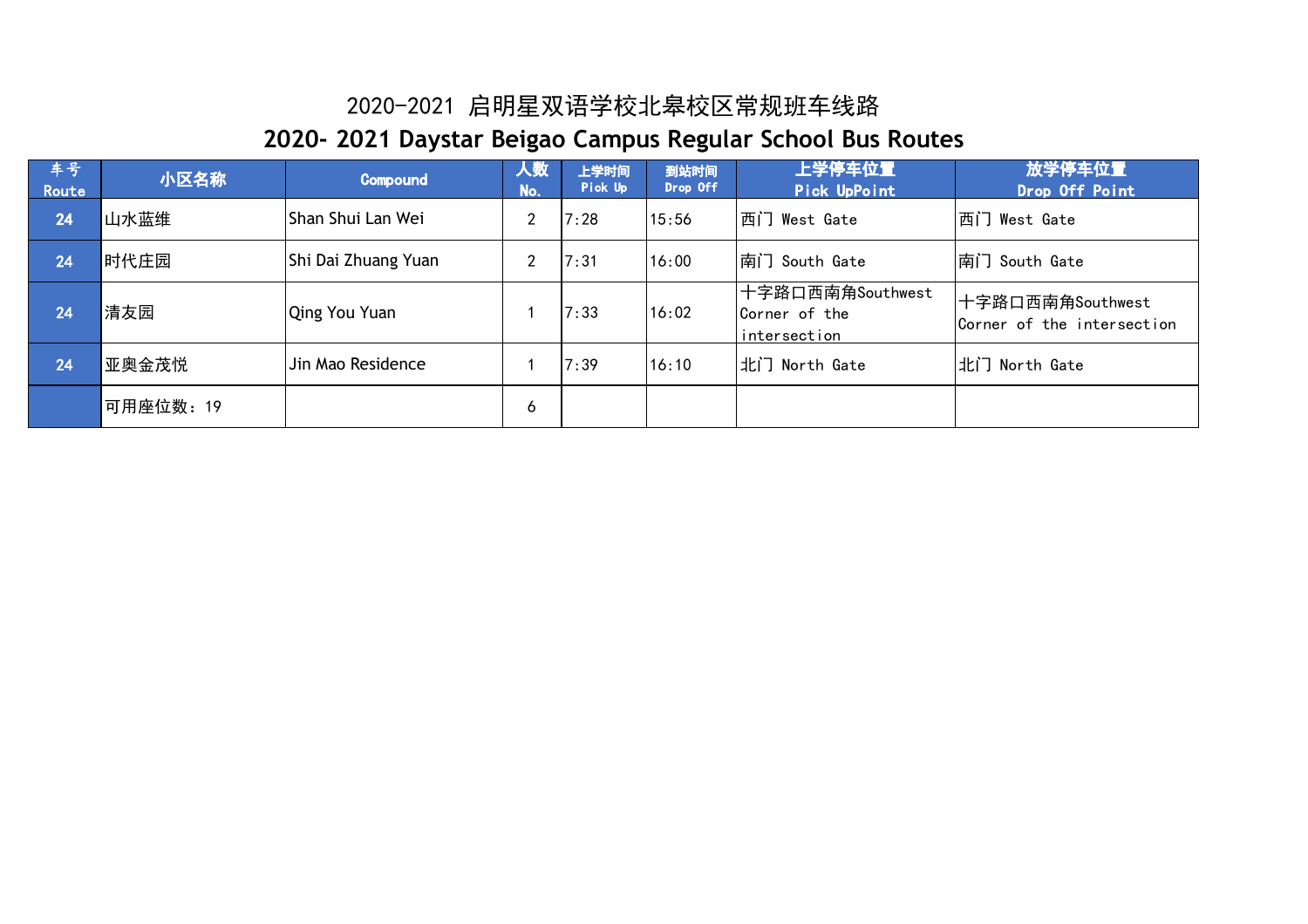# 2020-2021 启明星双语学校北皋校区常规班车线路

# 2020- 2021 Daystar Beigao Campus Regular School Bus Routes

| 车号 Route | 小区名称 | Compound | 人数 No. | 上学时间 Pick Up | 到站时间 Drop Off | 上学停车位置 Pick UpPoint | 放学停车位置 Drop Off Point |
|---|---|---|---|---|---|---|---|
| 24 | 山水蓝维 | Shan Shui Lan Wei | 2 | 7:28 | 15:56 | 西门 West Gate | 西门 West Gate |
| 24 | 时代庄园 | Shi Dai Zhuang Yuan | 2 | 7:31 | 16:00 | 南门 South Gate | 南门 South Gate |
| 24 | 清友园 | Qing You Yuan | 1 | 7:33 | 16:02 | 十字路口西南角Southwest Corner of the intersection | 十字路口西南角Southwest Corner of the intersection |
| 24 | 亚奥金茂悦 | Jin Mao Residence | 1 | 7:39 | 16:10 | 北门 North Gate | 北门 North Gate |
| | 可用座位数：19 | | 6 | | | | |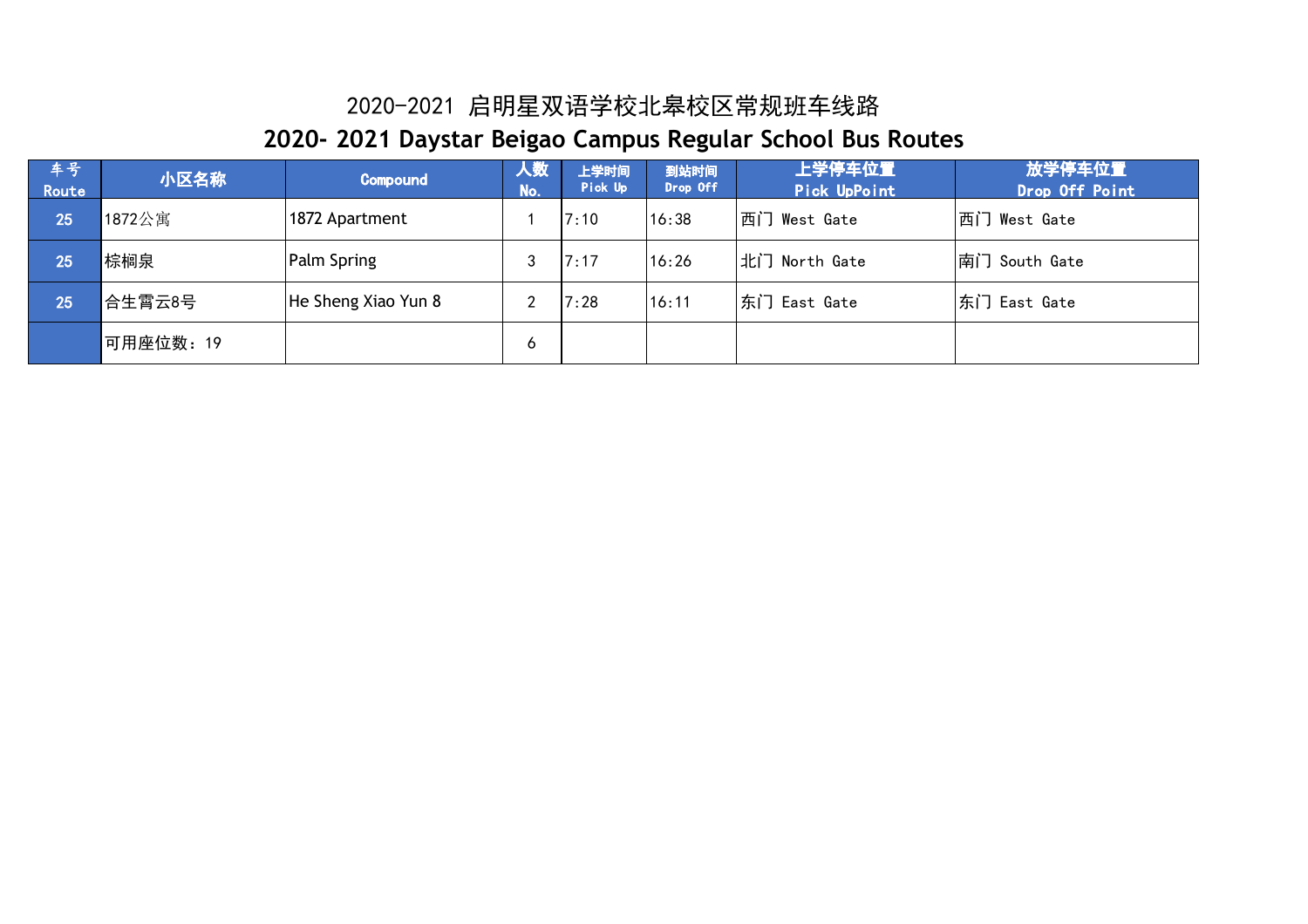# 2020-2021 启明星双语学校北皋校区常规班车线路

# 2020- 2021 Daystar Beigao Campus Regular School Bus Routes

| 车号 Route | 小区名称 | Compound | 人数 No. | 上学时间 Pick Up | 到站时间 Drop Off | 上学停车位置 Pick UpPoint | 放学停车位置 Drop Off Point |
|---|---|---|---|---|---|---|---|
| 25 | 1872公寓 | 1872 Apartment | 1 | 7:10 | 16:38 | 西门 West Gate | 西门 West Gate |
| 25 | 棕榈泉 | Palm Spring | 3 | 7:17 | 16:26 | 北门 North Gate | 南门 South Gate |
| 25 | 合生霄云8号 | He Sheng Xiao Yun 8 | 2 | 7:28 | 16:11 | 东门 East Gate | 东门 East Gate |
| | 可用座位数：19 | | 6 | | | | |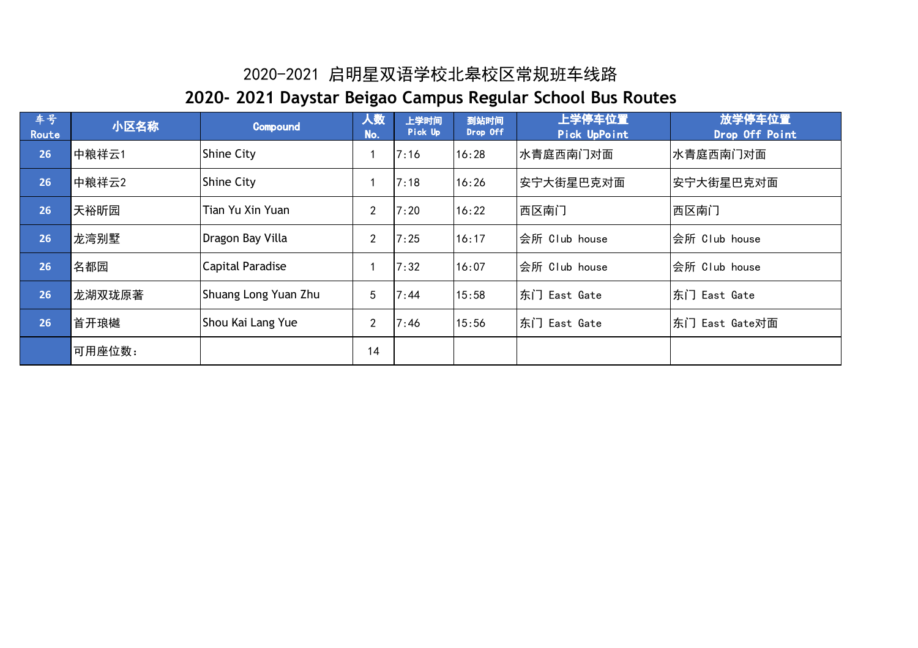# 2020-2021 启明星双语学校北皋校区常规班车线路

# 2020- 2021 Daystar Beigao Campus Regular School Bus Routes

| 车号 Route | 小区名称 | Compound | 人数 No. | 上学时间 Pick Up | 到站时间 Drop Off | 上学停车位置 Pick UpPoint | 放学停车位置 Drop Off Point |
|---|---|---|---|---|---|---|---|
| 26 | 中粮祥云1 | Shine City | 1 | 7:16 | 16:28 | 水青庭西南门对面 | 水青庭西南门对面 |
| 26 | 中粮祥云2 | Shine City | 1 | 7:18 | 16:26 | 安宁大街星巴克对面 | 安宁大街星巴克对面 |
| 26 | 天裕昕园 | Tian Yu Xin Yuan | 2 | 7:20 | 16:22 | 西区南门 | 西区南门 |
| 26 | 龙湾别墅 | Dragon Bay Villa | 2 | 7:25 | 16:17 | 会所 Club house | 会所 Club house |
| 26 | 名都园 | Capital Paradise | 1 | 7:32 | 16:07 | 会所 Club house | 会所 Club house |
| 26 | 龙湖双珑原著 | Shuang Long Yuan Zhu | 5 | 7:44 | 15:58 | 东门 East Gate | 东门 East Gate |
| 26 | 首开琅樾 | Shou Kai Lang Yue | 2 | 7:46 | 15:56 | 东门 East Gate | 东门 East Gate对面 |
| | 可用座位数: | | 14 | | | | |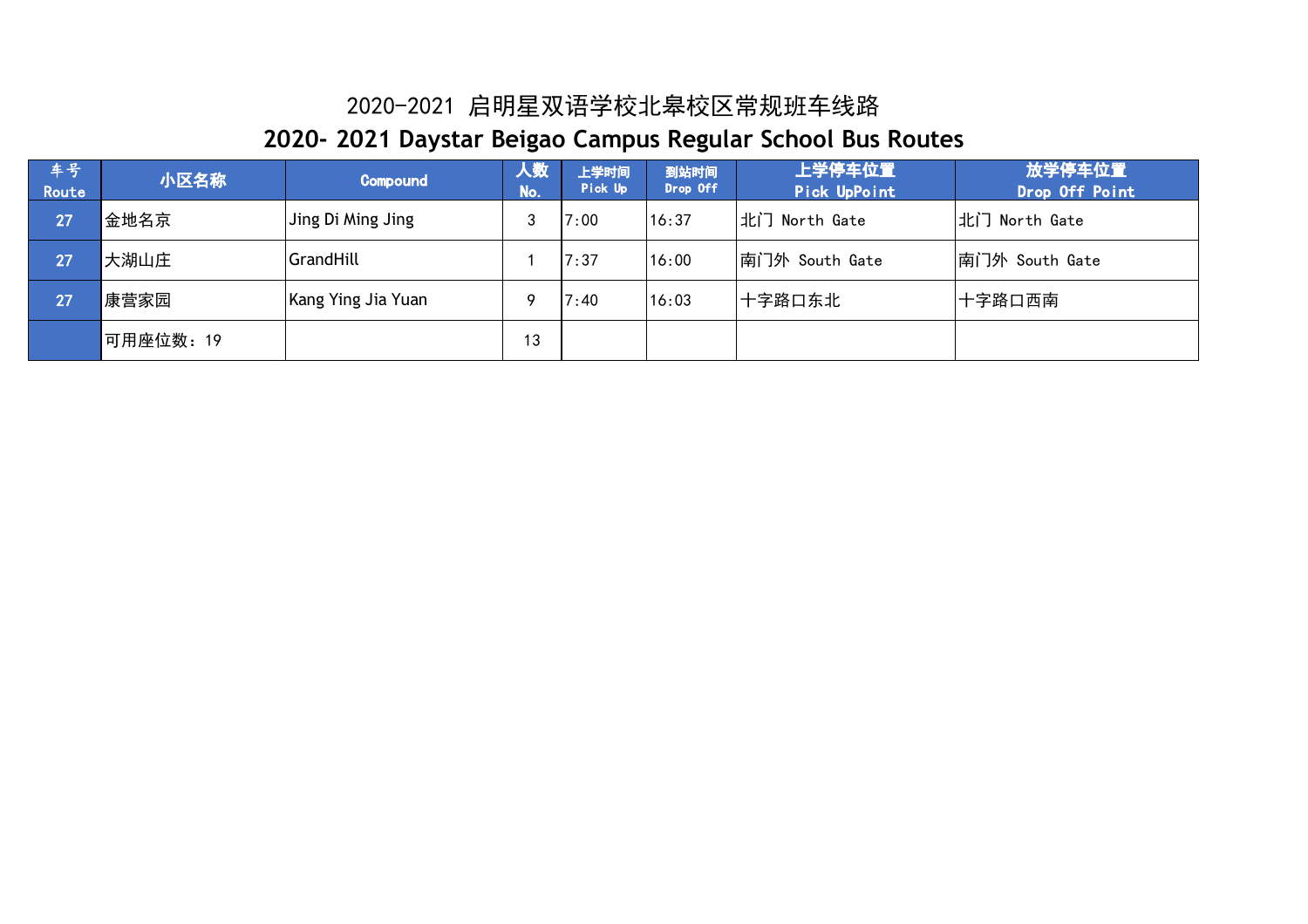# 2020-2021 启明星双语学校北皋校区常规班车线路

# 2020- 2021 Daystar Beigao Campus Regular School Bus Routes

| 车号 Route | 小区名称 | Compound | 人数 No. | 上学时间 Pick Up | 到站时间 Drop Off | 上学停车位置 Pick UpPoint | 放学停车位置 Drop Off Point |
|---|---|---|---|---|---|---|---|
| 27 | 金地名京 | Jing Di Ming Jing | 3 | 7:00 | 16:37 | 北门 North Gate | 北门 North Gate |
| 27 | 大湖山庄 | GrandHill | 1 | 7:37 | 16:00 | 南门外 South Gate | 南门外 South Gate |
| 27 | 康营家园 | Kang Ying Jia Yuan | 9 | 7:40 | 16:03 | 十字路口东北 | 十字路口西南 |
| | 可用座位数：19 | | 13 | | | | |